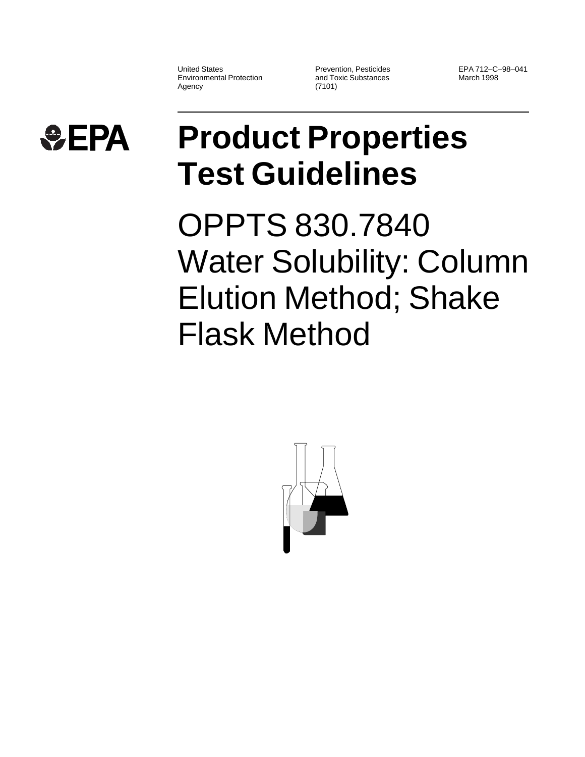United States Environmental Protection Agency

Prevention, Pesticides and Toxic Substances (7101)

EPA 712–C–98–041
March 1998

# Product Properties Test Guidelines

# OPPTS 830.7840 Water Solubility: Column Elution Method; Shake Flask Method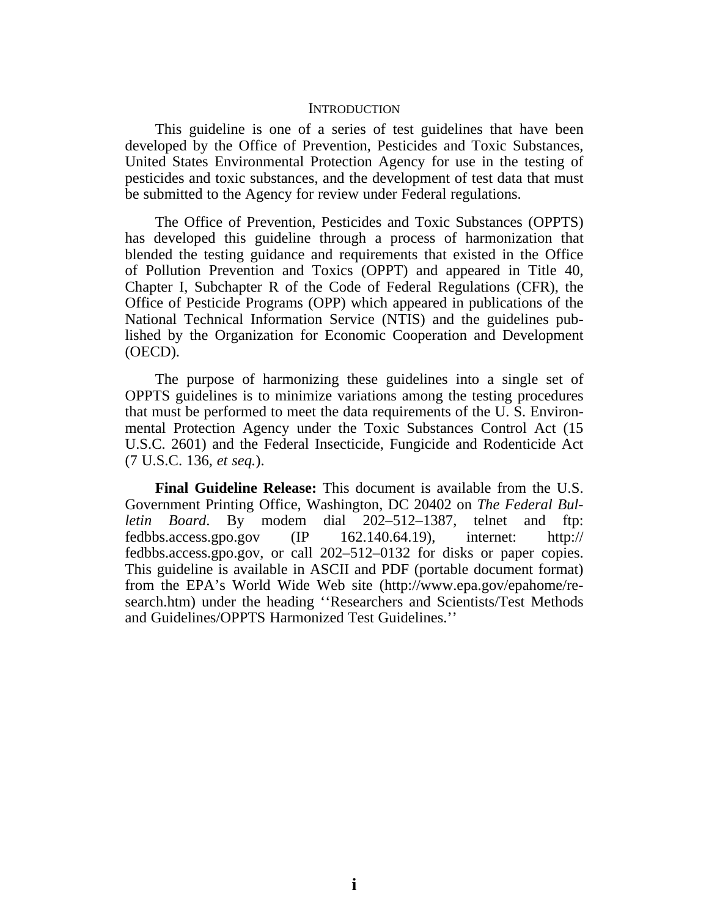## INTRODUCTION

This guideline is one of a series of test guidelines that have been developed by the Office of Prevention, Pesticides and Toxic Substances, United States Environmental Protection Agency for use in the testing of pesticides and toxic substances, and the development of test data that must be submitted to the Agency for review under Federal regulations.

The Office of Prevention, Pesticides and Toxic Substances (OPPTS) has developed this guideline through a process of harmonization that blended the testing guidance and requirements that existed in the Office of Pollution Prevention and Toxics (OPPT) and appeared in Title 40, Chapter I, Subchapter R of the Code of Federal Regulations (CFR), the Office of Pesticide Programs (OPP) which appeared in publications of the National Technical Information Service (NTIS) and the guidelines published by the Organization for Economic Cooperation and Development (OECD).

The purpose of harmonizing these guidelines into a single set of OPPTS guidelines is to minimize variations among the testing procedures that must be performed to meet the data requirements of the U. S. Environmental Protection Agency under the Toxic Substances Control Act (15 U.S.C. 2601) and the Federal Insecticide, Fungicide and Rodenticide Act (7 U.S.C. 136, *et seq.*).

**Final Guideline Release:** This document is available from the U.S. Government Printing Office, Washington, DC 20402 on *The Federal Bulletin Board*. By modem dial 202–512–1387, telnet and ftp: fedbbs.access.gpo.gov (IP 162.140.64.19), internet: http://fedbbs.access.gpo.gov, or call 202–512–0132 for disks or paper copies. This guideline is available in ASCII and PDF (portable document format) from the EPA's World Wide Web site (http://www.epa.gov/epahome/research.htm) under the heading ''Researchers and Scientists/Test Methods and Guidelines/OPPTS Harmonized Test Guidelines.''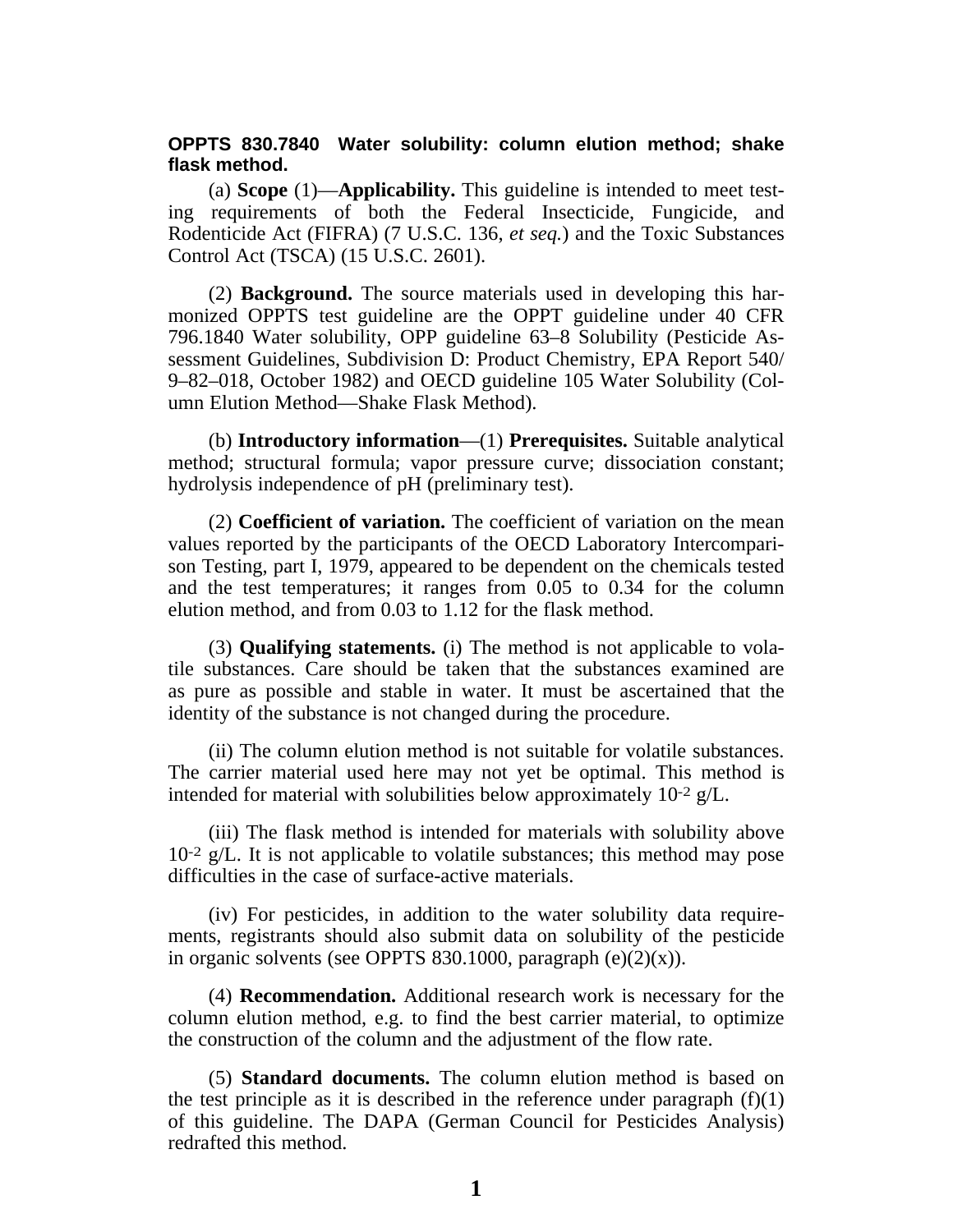**OPPTS 830.7840 Water solubility: column elution method; shake flask method.**

(a) **Scope** (1)—**Applicability.** This guideline is intended to meet testing requirements of both the Federal Insecticide, Fungicide, and Rodenticide Act (FIFRA) (7 U.S.C. 136, *et seq.*) and the Toxic Substances Control Act (TSCA) (15 U.S.C. 2601).

(2) **Background.** The source materials used in developing this harmonized OPPTS test guideline are the OPPT guideline under 40 CFR 796.1840 Water solubility, OPP guideline 63–8 Solubility (Pesticide Assessment Guidelines, Subdivision D: Product Chemistry, EPA Report 540/9–82–018, October 1982) and OECD guideline 105 Water Solubility (Column Elution Method—Shake Flask Method).

(b) **Introductory information**—(1) **Prerequisites.** Suitable analytical method; structural formula; vapor pressure curve; dissociation constant; hydrolysis independence of pH (preliminary test).

(2) **Coefficient of variation.** The coefficient of variation on the mean values reported by the participants of the OECD Laboratory Intercomparison Testing, part I, 1979, appeared to be dependent on the chemicals tested and the test temperatures; it ranges from 0.05 to 0.34 for the column elution method, and from 0.03 to 1.12 for the flask method.

(3) **Qualifying statements.** (i) The method is not applicable to volatile substances. Care should be taken that the substances examined are as pure as possible and stable in water. It must be ascertained that the identity of the substance is not changed during the procedure.

(ii) The column elution method is not suitable for volatile substances. The carrier material used here may not yet be optimal. This method is intended for material with solubilities below approximately $10^{-2}$ g/L.

(iii) The flask method is intended for materials with solubility above $10^{-2}$ g/L. It is not applicable to volatile substances; this method may pose difficulties in the case of surface-active materials.

(iv) For pesticides, in addition to the water solubility data requirements, registrants should also submit data on solubility of the pesticide in organic solvents (see OPPTS 830.1000, paragraph (e)(2)(x)).

(4) **Recommendation.** Additional research work is necessary for the column elution method, e.g. to find the best carrier material, to optimize the construction of the column and the adjustment of the flow rate.

(5) **Standard documents.** The column elution method is based on the test principle as it is described in the reference under paragraph (f)(1) of this guideline. The DAPA (German Council for Pesticides Analysis) redrafted this method.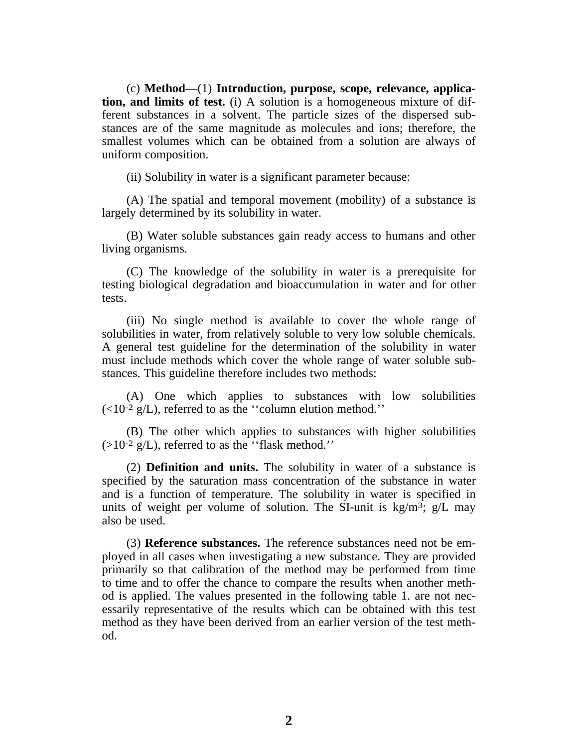(c) **Method**—(1) **Introduction, purpose, scope, relevance, application, and limits of test.** (i) A solution is a homogeneous mixture of different substances in a solvent. The particle sizes of the dispersed substances are of the same magnitude as molecules and ions; therefore, the smallest volumes which can be obtained from a solution are always of uniform composition.

(ii) Solubility in water is a significant parameter because:

(A) The spatial and temporal movement (mobility) of a substance is largely determined by its solubility in water.

(B) Water soluble substances gain ready access to humans and other living organisms.

(C) The knowledge of the solubility in water is a prerequisite for testing biological degradation and bioaccumulation in water and for other tests.

(iii) No single method is available to cover the whole range of solubilities in water, from relatively soluble to very low soluble chemicals. A general test guideline for the determination of the solubility in water must include methods which cover the whole range of water soluble substances. This guideline therefore includes two methods:

(A) One which applies to substances with low solubilities ($<10^{-2}$ g/L), referred to as the ''column elution method.''

(B) The other which applies to substances with higher solubilities ($>10^{-2}$ g/L), referred to as the ''flask method.''

(2) **Definition and units.** The solubility in water of a substance is specified by the saturation mass concentration of the substance in water and is a function of temperature. The solubility in water is specified in units of weight per volume of solution. The SI-unit is $kg/m^3$; g/L may also be used.

(3) **Reference substances.** The reference substances need not be employed in all cases when investigating a new substance. They are provided primarily so that calibration of the method may be performed from time to time and to offer the chance to compare the results when another method is applied. The values presented in the following table 1. are not necessarily representative of the results which can be obtained with this test method as they have been derived from an earlier version of the test method.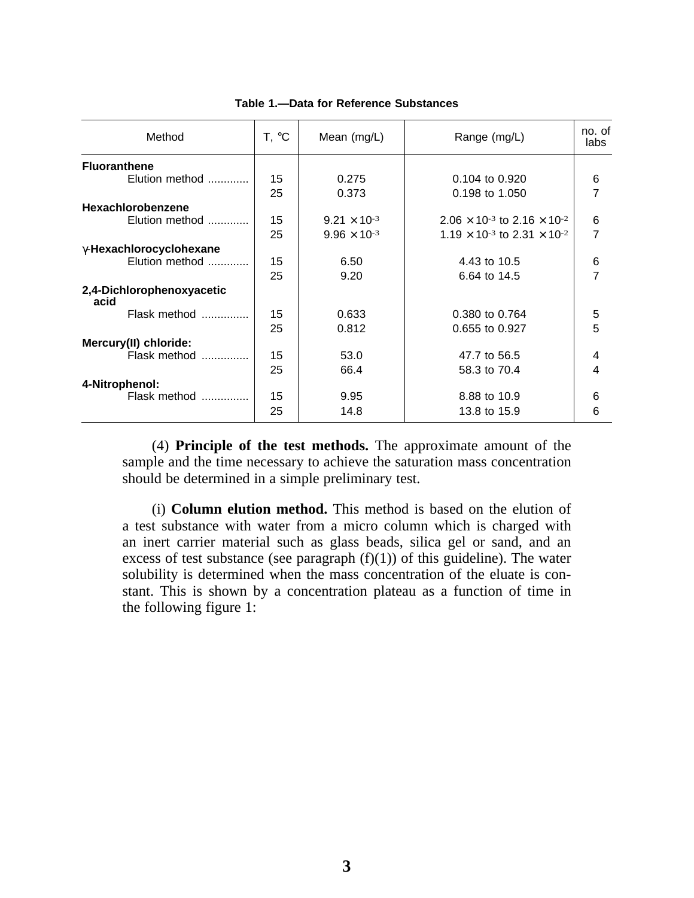**Table 1.—Data for Reference Substances**

| Method | T, °C | Mean (mg/L) | Range (mg/L) | no. of labs |
|---|---|---|---|---|
| **Fluoranthene** | | | | |
| Elution method ............ | 15 | 0.275 | 0.104 to 0.920 | 6 |
| | 25 | 0.373 | 0.198 to 1.050 | 7 |
| **Hexachlorobenzene** | | | | |
| Elution method ............ | 15 | $9.21 \times 10^{-3}$ | $2.06 \times 10^{-3}$ to $2.16 \times 10^{-2}$ | 6 |
| | 25 | $9.96 \times 10^{-3}$ | $1.19 \times 10^{-3}$ to $2.31 \times 10^{-2}$ | 7 |
| **γ-Hexachlorocyclohexane** | | | | |
| Elution method ............ | 15 | 6.50 | 4.43 to 10.5 | 6 |
| | 25 | 9.20 | 6.64 to 14.5 | 7 |
| **2,4-Dichlorophenoxyacetic acid** | | | | |
| Flask method .............. | 15 | 0.633 | 0.380 to 0.764 | 5 |
| | 25 | 0.812 | 0.655 to 0.927 | 5 |
| **Mercury(II) chloride:** | | | | |
| Flask method .............. | 15 | 53.0 | 47.7 to 56.5 | 4 |
| | 25 | 66.4 | 58.3 to 70.4 | 4 |
| **4-Nitrophenol:** | | | | |
| Flask method .............. | 15 | 9.95 | 8.88 to 10.9 | 6 |
| | 25 | 14.8 | 13.8 to 15.9 | 6 |

(4) **Principle of the test methods.** The approximate amount of the sample and the time necessary to achieve the saturation mass concentration should be determined in a simple preliminary test.

(i) **Column elution method.** This method is based on the elution of a test substance with water from a micro column which is charged with an inert carrier material such as glass beads, silica gel or sand, and an excess of test substance (see paragraph (f)(1)) of this guideline). The water solubility is determined when the mass concentration of the eluate is constant. This is shown by a concentration plateau as a function of time in the following figure 1: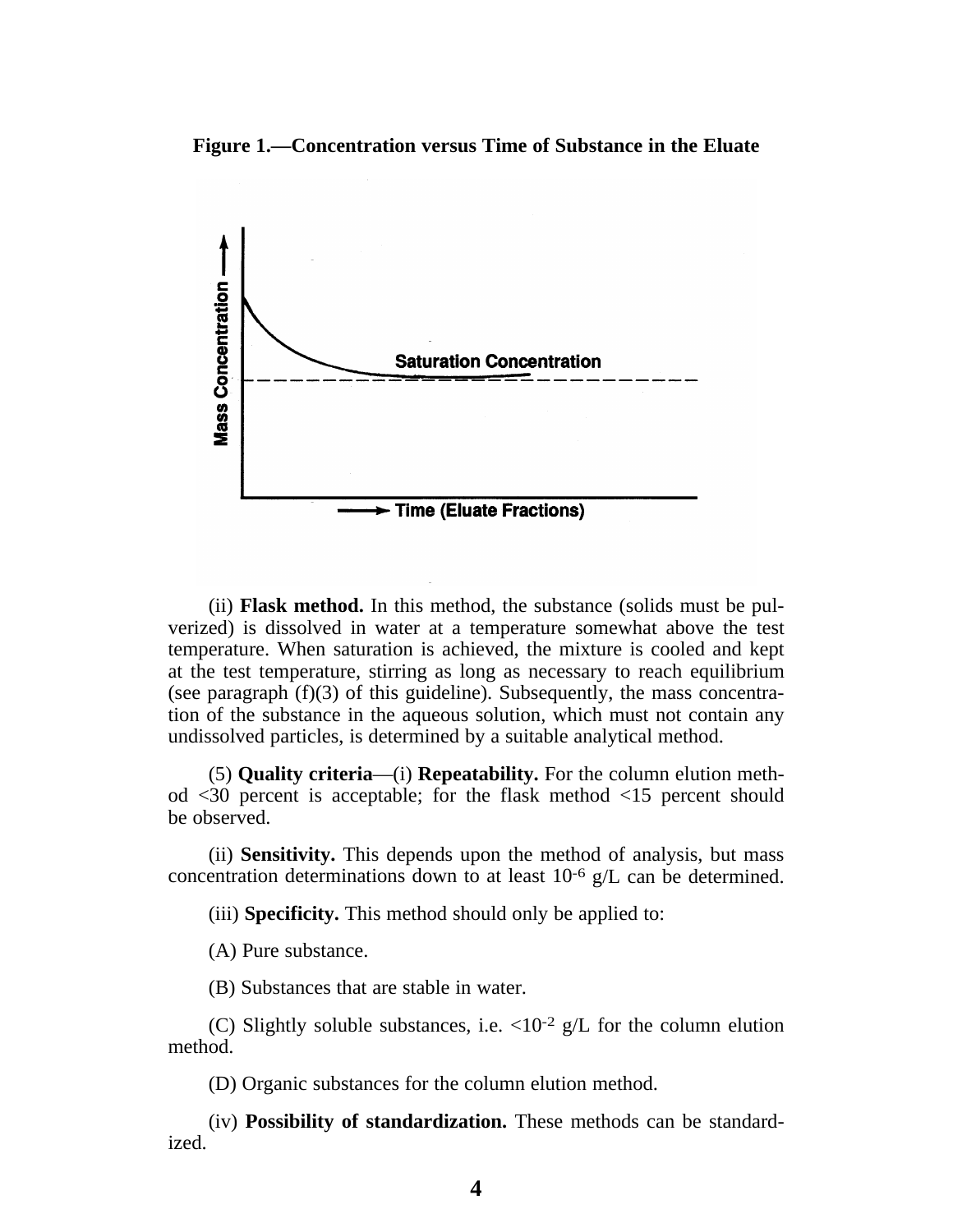**Figure 1.—Concentration versus Time of Substance in the Eluate**

(ii) **Flask method.** In this method, the substance (solids must be pulverized) is dissolved in water at a temperature somewhat above the test temperature. When saturation is achieved, the mixture is cooled and kept at the test temperature, stirring as long as necessary to reach equilibrium (see paragraph (f)(3) of this guideline). Subsequently, the mass concentration of the substance in the aqueous solution, which must not contain any undissolved particles, is determined by a suitable analytical method.

(5) **Quality criteria**—(i) **Repeatability.** For the column elution method <30 percent is acceptable; for the flask method <15 percent should be observed.

(ii) **Sensitivity.** This depends upon the method of analysis, but mass concentration determinations down to at least $10^{-6}$ g/L can be determined.

(iii) **Specificity.** This method should only be applied to:

(A) Pure substance.

(B) Substances that are stable in water.

(C) Slightly soluble substances, i.e. $<10^{-2}$ g/L for the column elution method.

(D) Organic substances for the column elution method.

(iv) **Possibility of standardization.** These methods can be standardized.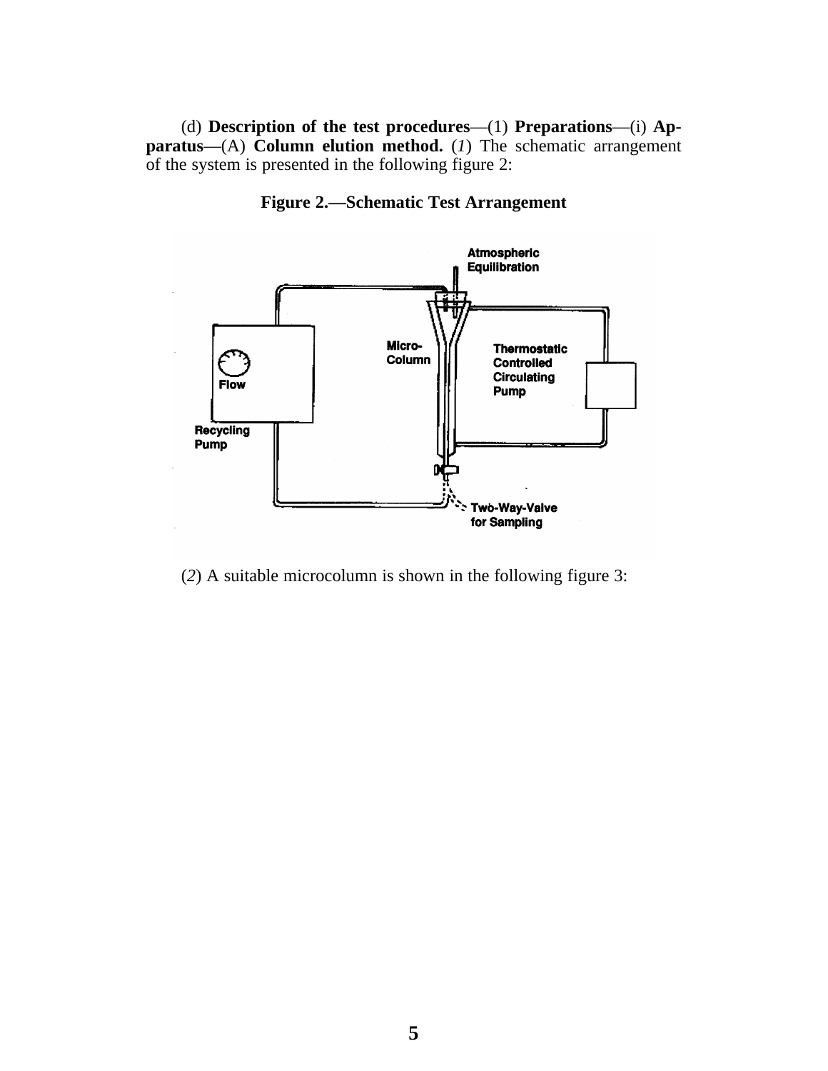(d) **Description of the test procedures**—(1) **Preparations**—(i) **Apparatus**—(A) **Column elution method.** (*1*) The schematic arrangement of the system is presented in the following figure 2:

**Figure 2.—Schematic Test Arrangement**

(*2*) A suitable microcolumn is shown in the following figure 3: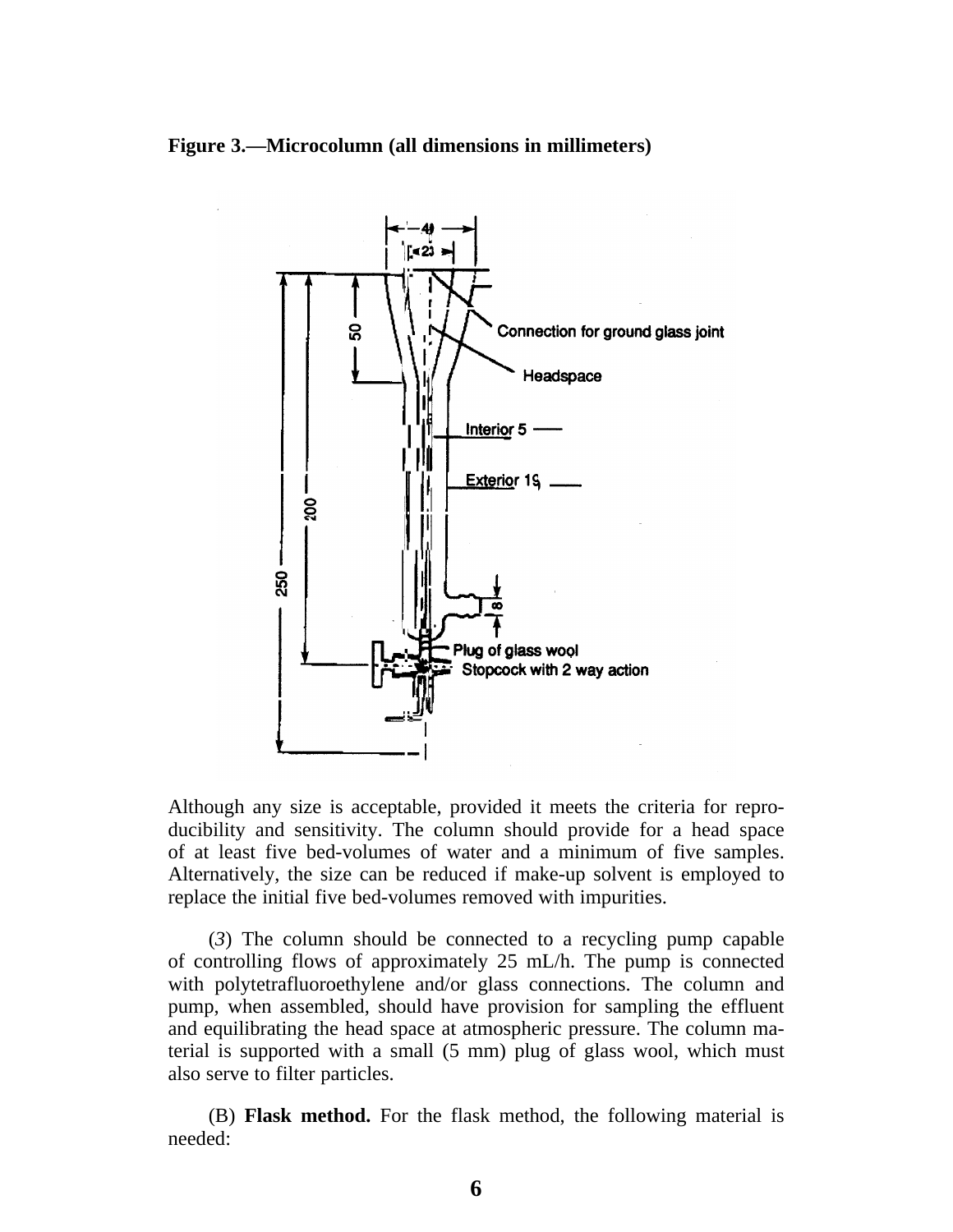**Figure 3.—Microcolumn (all dimensions in millimeters)**

Although any size is acceptable, provided it meets the criteria for reproducibility and sensitivity. The column should provide for a head space of at least five bed-volumes of water and a minimum of five samples. Alternatively, the size can be reduced if make-up solvent is employed to replace the initial five bed-volumes removed with impurities.

(*3*) The column should be connected to a recycling pump capable of controlling flows of approximately 25 mL/h. The pump is connected with polytetrafluoroethylene and/or glass connections. The column and pump, when assembled, should have provision for sampling the effluent and equilibrating the head space at atmospheric pressure. The column material is supported with a small (5 mm) plug of glass wool, which must also serve to filter particles.

(B) **Flask method.** For the flask method, the following material is needed: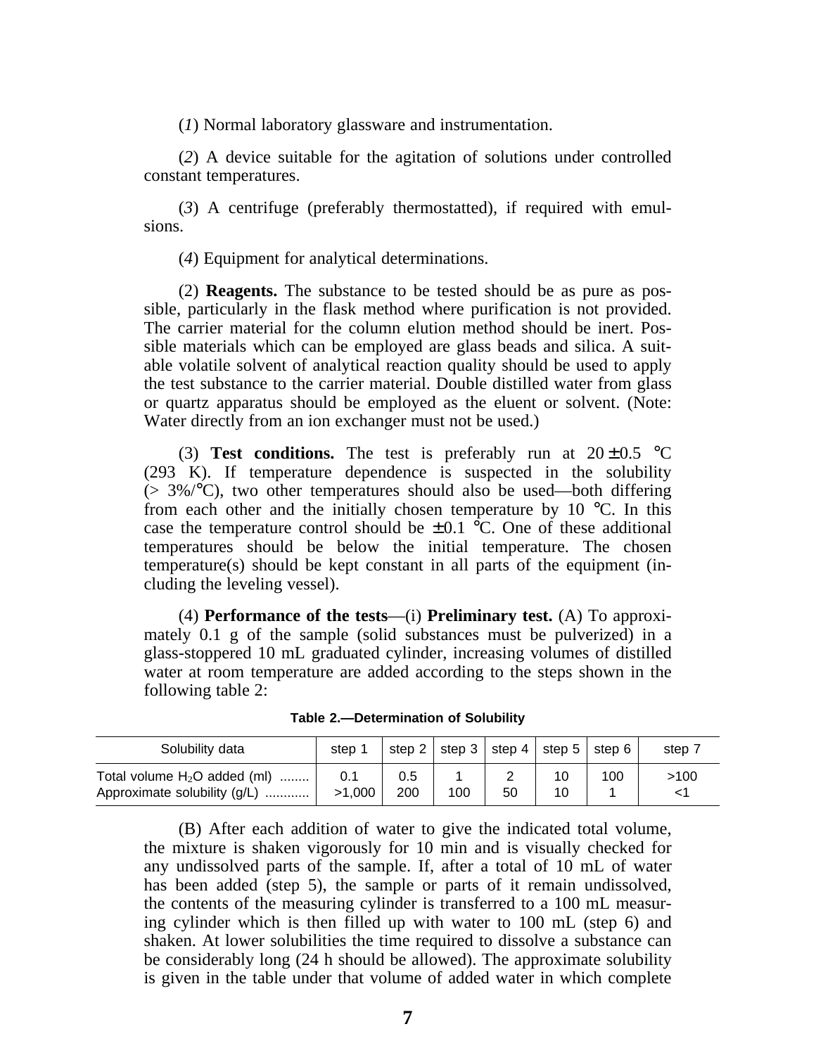(*1*) Normal laboratory glassware and instrumentation.

(*2*) A device suitable for the agitation of solutions under controlled constant temperatures.

(*3*) A centrifuge (preferably thermostatted), if required with emulsions.

(*4*) Equipment for analytical determinations.

(2) **Reagents.** The substance to be tested should be as pure as possible, particularly in the flask method where purification is not provided. The carrier material for the column elution method should be inert. Possible materials which can be employed are glass beads and silica. A suitable volatile solvent of analytical reaction quality should be used to apply the test substance to the carrier material. Double distilled water from glass or quartz apparatus should be employed as the eluent or solvent. (Note: Water directly from an ion exchanger must not be used.)

(3) **Test conditions.** The test is preferably run at 20 ± 0.5 °C (293 K). If temperature dependence is suspected in the solubility (> 3%/°C), two other temperatures should also be used—both differing from each other and the initially chosen temperature by 10 °C. In this case the temperature control should be ± 0.1 °C. One of these additional temperatures should be below the initial temperature. The chosen temperature(s) should be kept constant in all parts of the equipment (including the leveling vessel).

(4) **Performance of the tests**—(i) **Preliminary test.** (A) To approximately 0.1 g of the sample (solid substances must be pulverized) in a glass-stoppered 10 mL graduated cylinder, increasing volumes of distilled water at room temperature are added according to the steps shown in the following table 2:

**Table 2.—Determination of Solubility**

| Solubility data | step 1 | step 2 | step 3 | step 4 | step 5 | step 6 | step 7 |
|---|---|---|---|---|---|---|---|
| Total volume $H_2O$ added (ml) ........ | 0.1 | 0.5 | 1 | 2 | 10 | 100 | >100 |
| Approximate solubility (g/L) ............ | >1,000 | 200 | 100 | 50 | 10 | 1 | <1 |

(B) After each addition of water to give the indicated total volume, the mixture is shaken vigorously for 10 min and is visually checked for any undissolved parts of the sample. If, after a total of 10 mL of water has been added (step 5), the sample or parts of it remain undissolved, the contents of the measuring cylinder is transferred to a 100 mL measuring cylinder which is then filled up with water to 100 mL (step 6) and shaken. At lower solubilities the time required to dissolve a substance can be considerably long (24 h should be allowed). The approximate solubility is given in the table under that volume of added water in which complete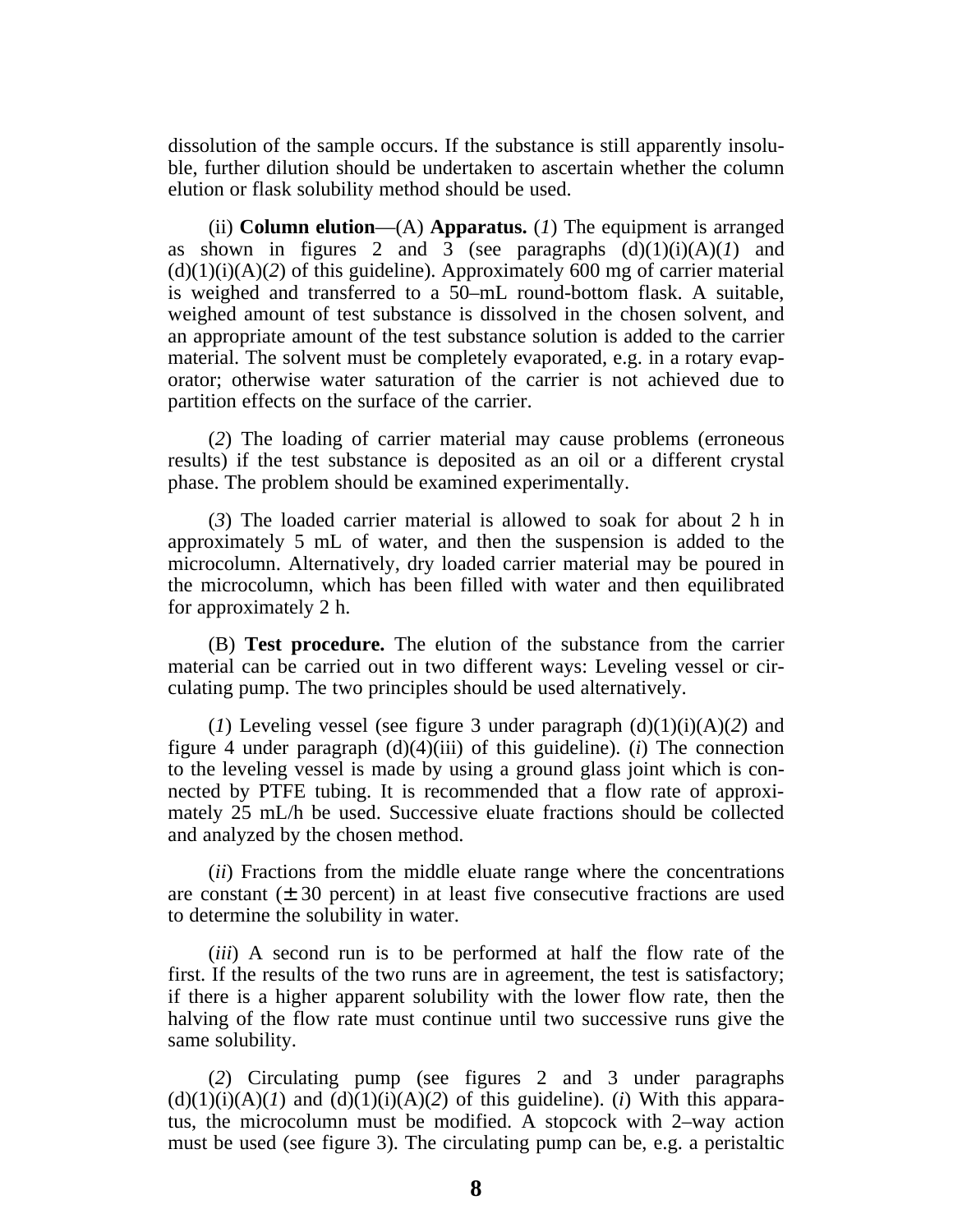dissolution of the sample occurs. If the substance is still apparently insoluble, further dilution should be undertaken to ascertain whether the column elution or flask solubility method should be used.

(ii) **Column elution**—(A) **Apparatus.** (*1*) The equipment is arranged as shown in figures 2 and 3 (see paragraphs (d)(1)(i)(A)(*1*) and (d)(1)(i)(A)(*2*) of this guideline). Approximately 600 mg of carrier material is weighed and transferred to a 50–mL round-bottom flask. A suitable, weighed amount of test substance is dissolved in the chosen solvent, and an appropriate amount of the test substance solution is added to the carrier material. The solvent must be completely evaporated, e.g. in a rotary evaporator; otherwise water saturation of the carrier is not achieved due to partition effects on the surface of the carrier.

(*2*) The loading of carrier material may cause problems (erroneous results) if the test substance is deposited as an oil or a different crystal phase. The problem should be examined experimentally.

(*3*) The loaded carrier material is allowed to soak for about 2 h in approximately 5 mL of water, and then the suspension is added to the microcolumn. Alternatively, dry loaded carrier material may be poured in the microcolumn, which has been filled with water and then equilibrated for approximately 2 h.

(B) **Test procedure.** The elution of the substance from the carrier material can be carried out in two different ways: Leveling vessel or circulating pump. The two principles should be used alternatively.

(*1*) Leveling vessel (see figure 3 under paragraph (d)(1)(i)(A)(*2*) and figure 4 under paragraph (d)(4)(iii) of this guideline). (*i*) The connection to the leveling vessel is made by using a ground glass joint which is connected by PTFE tubing. It is recommended that a flow rate of approximately 25 mL/h be used. Successive eluate fractions should be collected and analyzed by the chosen method.

(*ii*) Fractions from the middle eluate range where the concentrations are constant ($\pm$ 30 percent) in at least five consecutive fractions are used to determine the solubility in water.

(*iii*) A second run is to be performed at half the flow rate of the first. If the results of the two runs are in agreement, the test is satisfactory; if there is a higher apparent solubility with the lower flow rate, then the halving of the flow rate must continue until two successive runs give the same solubility.

(*2*) Circulating pump (see figures 2 and 3 under paragraphs (d)(1)(i)(A)(*1*) and (d)(1)(i)(A)(*2*) of this guideline). (*i*) With this apparatus, the microcolumn must be modified. A stopcock with 2–way action must be used (see figure 3). The circulating pump can be, e.g. a peristaltic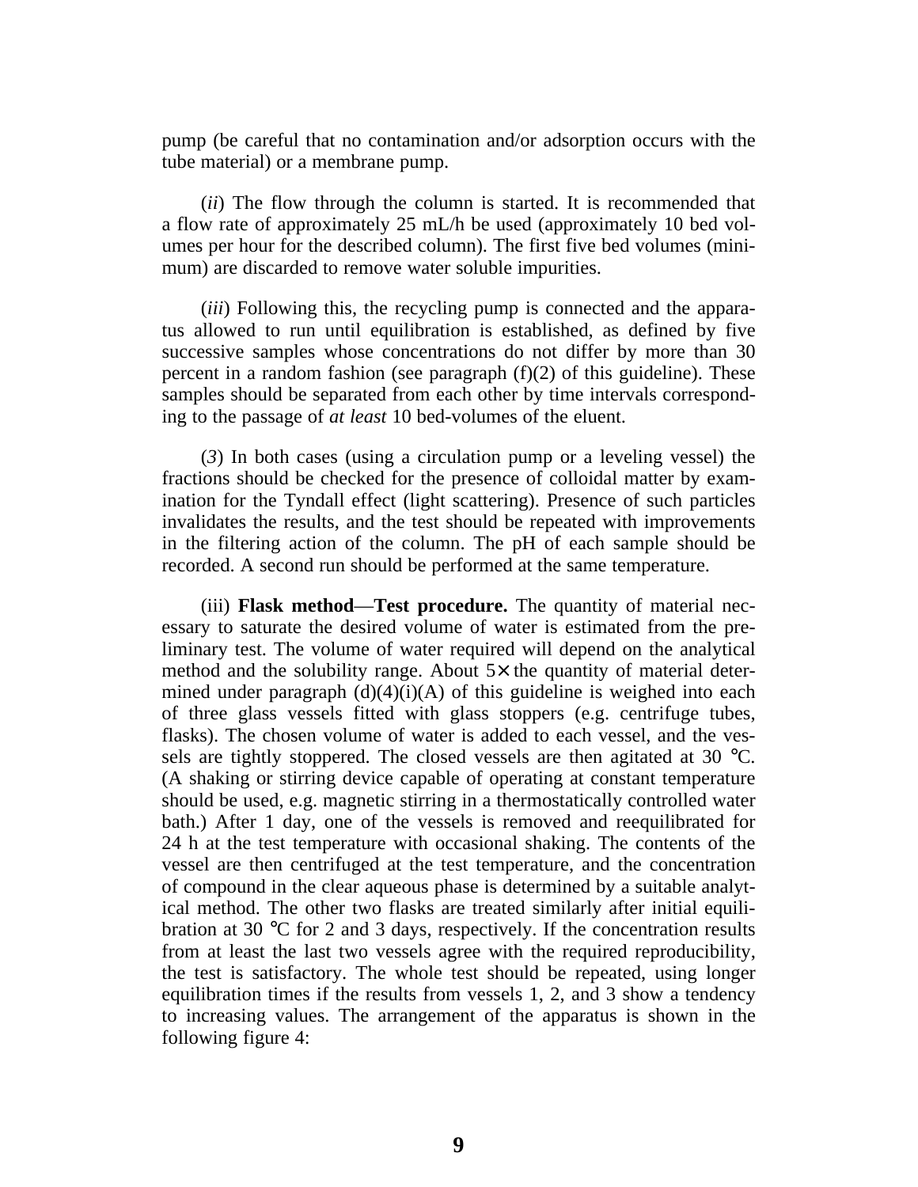pump (be careful that no contamination and/or adsorption occurs with the tube material) or a membrane pump.

(*ii*) The flow through the column is started. It is recommended that a flow rate of approximately 25 mL/h be used (approximately 10 bed volumes per hour for the described column). The first five bed volumes (minimum) are discarded to remove water soluble impurities.

(*iii*) Following this, the recycling pump is connected and the apparatus allowed to run until equilibration is established, as defined by five successive samples whose concentrations do not differ by more than 30 percent in a random fashion (see paragraph (f)(2) of this guideline). These samples should be separated from each other by time intervals corresponding to the passage of *at least* 10 bed-volumes of the eluent.

(*3*) In both cases (using a circulation pump or a leveling vessel) the fractions should be checked for the presence of colloidal matter by examination for the Tyndall effect (light scattering). Presence of such particles invalidates the results, and the test should be repeated with improvements in the filtering action of the column. The pH of each sample should be recorded. A second run should be performed at the same temperature.

(iii) **Flask method—Test procedure.** The quantity of material necessary to saturate the desired volume of water is estimated from the preliminary test. The volume of water required will depend on the analytical method and the solubility range. About 5× the quantity of material determined under paragraph (d)(4)(i)(A) of this guideline is weighed into each of three glass vessels fitted with glass stoppers (e.g. centrifuge tubes, flasks). The chosen volume of water is added to each vessel, and the vessels are tightly stoppered. The closed vessels are then agitated at 30 °C. (A shaking or stirring device capable of operating at constant temperature should be used, e.g. magnetic stirring in a thermostatically controlled water bath.) After 1 day, one of the vessels is removed and reequilibrated for 24 h at the test temperature with occasional shaking. The contents of the vessel are then centrifuged at the test temperature, and the concentration of compound in the clear aqueous phase is determined by a suitable analytical method. The other two flasks are treated similarly after initial equilibration at 30 °C for 2 and 3 days, respectively. If the concentration results from at least the last two vessels agree with the required reproducibility, the test is satisfactory. The whole test should be repeated, using longer equilibration times if the results from vessels 1, 2, and 3 show a tendency to increasing values. The arrangement of the apparatus is shown in the following figure 4: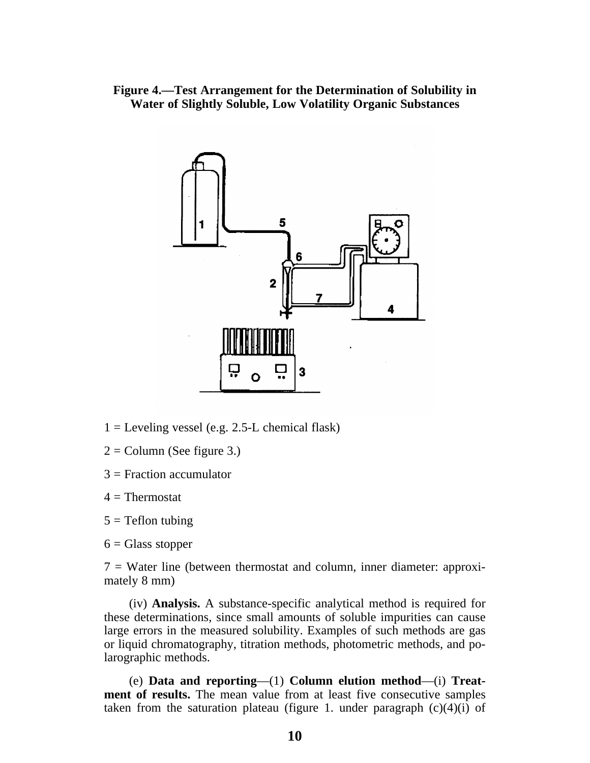**Figure 4.—Test Arrangement for the Determination of Solubility in Water of Slightly Soluble, Low Volatility Organic Substances**

1 = Leveling vessel (e.g. 2.5-L chemical flask)

2 = Column (See figure 3.)

3 = Fraction accumulator

4 = Thermostat

5 = Teflon tubing

6 = Glass stopper

7 = Water line (between thermostat and column, inner diameter: approximately 8 mm)

(iv) **Analysis.** A substance-specific analytical method is required for these determinations, since small amounts of soluble impurities can cause large errors in the measured solubility. Examples of such methods are gas or liquid chromatography, titration methods, photometric methods, and polarographic methods.

(e) **Data and reporting**—(1) **Column elution method**—(i) **Treatment of results.** The mean value from at least five consecutive samples taken from the saturation plateau (figure 1. under paragraph (c)(4)(i) of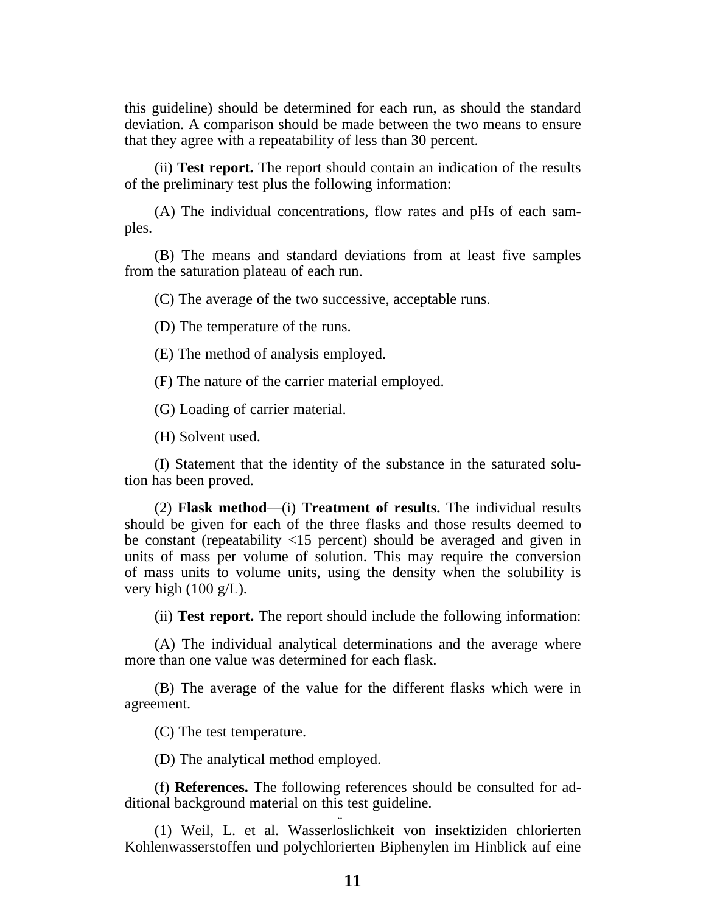this guideline) should be determined for each run, as should the standard deviation. A comparison should be made between the two means to ensure that they agree with a repeatability of less than 30 percent.

(ii) **Test report.** The report should contain an indication of the results of the preliminary test plus the following information:

(A) The individual concentrations, flow rates and pHs of each samples.

(B) The means and standard deviations from at least five samples from the saturation plateau of each run.

(C) The average of the two successive, acceptable runs.

(D) The temperature of the runs.

(E) The method of analysis employed.

(F) The nature of the carrier material employed.

(G) Loading of carrier material.

(H) Solvent used.

(I) Statement that the identity of the substance in the saturated solution has been proved.

(2) **Flask method**—(i) **Treatment of results.** The individual results should be given for each of the three flasks and those results deemed to be constant (repeatability <15 percent) should be averaged and given in units of mass per volume of solution. This may require the conversion of mass units to volume units, using the density when the solubility is very high (100 g/L).

(ii) **Test report.** The report should include the following information:

(A) The individual analytical determinations and the average where more than one value was determined for each flask.

(B) The average of the value for the different flasks which were in agreement.

(C) The test temperature.

(D) The analytical method employed.

(f) **References.** The following references should be consulted for additional background material on this test guideline.

(1) Weil, L. et al. Wasserlöslichkeit von insektiziden chlorierten Kohlenwasserstoffen und polychlorierten Biphenylen im Hinblick auf eine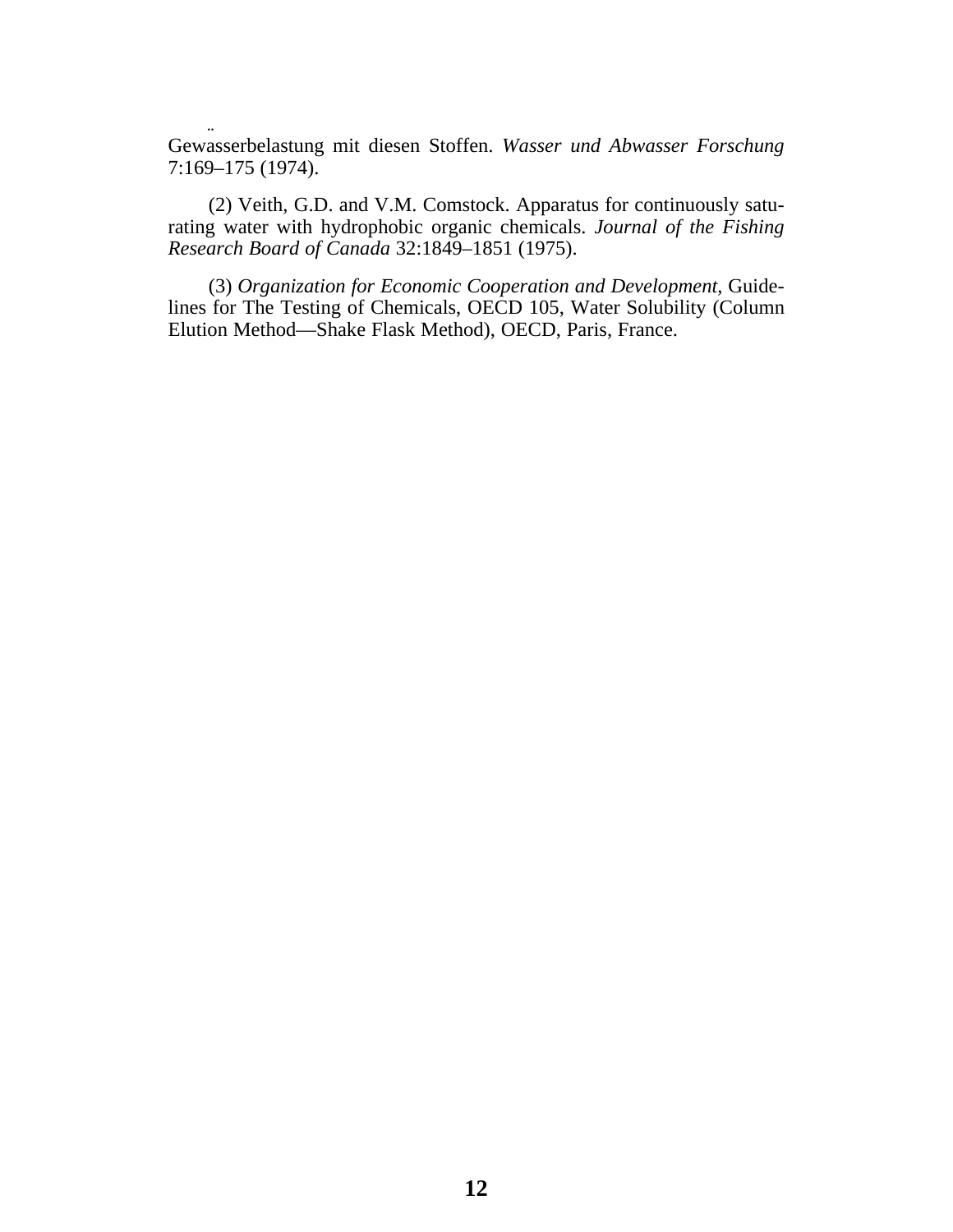Gewässerbelastung mit diesen Stoffen. *Wasser und Abwasser Forschung* 7:169–175 (1974).

(2) Veith, G.D. and V.M. Comstock. Apparatus for continuously saturating water with hydrophobic organic chemicals. *Journal of the Fishing Research Board of Canada* 32:1849–1851 (1975).

(3) *Organization for Economic Cooperation and Development*, Guidelines for The Testing of Chemicals, OECD 105, Water Solubility (Column Elution Method—Shake Flask Method), OECD, Paris, France.